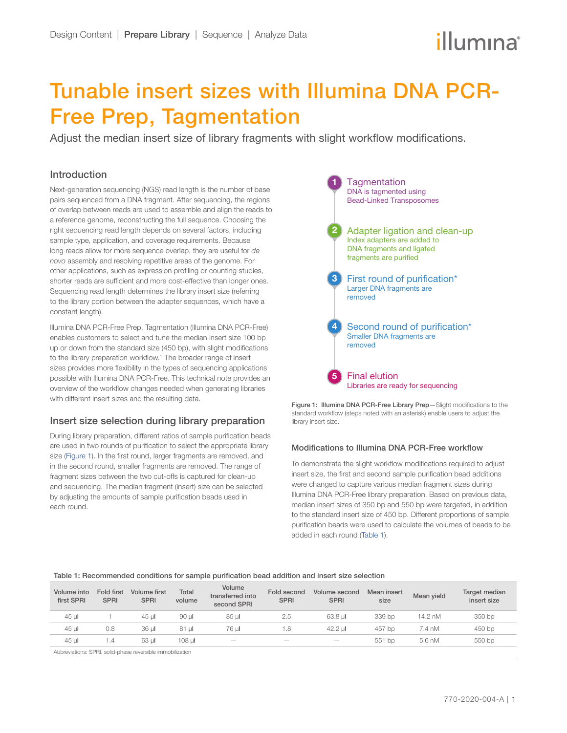Design Content | **Prepare Library** | Sequence | Analyze Data

# Tunable insert sizes with Illumina DNA PCR-Free Prep, Tagmentation

Adjust the median insert size of library fragments with slight workflow modifications.

## Introduction

Next-generation sequencing (NGS) read length is the number of base pairs sequenced from a DNA fragment. After sequencing, the regions of overlap between reads are used to assemble and align the reads to a reference genome, reconstructing the full sequence. Choosing the right sequencing read length depends on several factors, including sample type, application, and coverage requirements. Because long reads allow for more sequence overlap, they are useful for *de novo* assembly and resolving repetitive areas of the genome. For other applications, such as expression profiling or counting studies, shorter reads are sufficient and more cost-effective than longer ones. Sequencing read length determines the library insert size (referring to the library portion between the adapter sequences, which have a constant length).

Illumina DNA PCR-Free Prep, Tagmentation (Illumina DNA PCR-Free) enables customers to select and tune the median insert size 100 bp up or down from the standard size (450 bp), with slight modifications to the library preparation workflow.[1] The broader range of insert sizes provides more flexibility in the types of sequencing applications possible with Illumina DNA PCR-Free. This technical note provides an overview of the workflow changes needed when generating libraries with different insert sizes and the resulting data.

## Insert size selection during library preparation

During library preparation, different ratios of sample purification beads are used in two rounds of purification to select the appropriate library size (Figure 1). In the first round, larger fragments are removed, and in the second round, smaller fragments are removed. The range of fragment sizes between the two cut-offs is captured for clean-up and sequencing. The median fragment (insert) size can be selected by adjusting the amounts of sample purification beads used in each round.

1. **Tagmentation**
   DNA is tagmented using Bead-Linked Transposomes
2. **Adapter ligation and clean-up**
   Index adapters are added to DNA fragments and ligated fragments are purified
3. **First round of purification***
   Larger DNA fragments are removed
4. **Second round of purification***
   Smaller DNA fragments are removed
5. **Final elution**
   Libraries are ready for sequencing

**Figure 1: Illumina DNA PCR-Free Library Prep**—Slight modifications to the standard workflow (steps noted with an asterisk) enable users to adjust the library insert size.

### Modifications to Illumina DNA PCR-Free workflow

To demonstrate the slight workflow modifications required to adjust insert size, the first and second sample purification bead additions were changed to capture various median fragment sizes during Illumina DNA PCR-Free library preparation. Based on previous data, median insert sizes of 350 bp and 550 bp were targeted, in addition to the standard insert size of 450 bp. Different proportions of sample purification beads were used to calculate the volumes of beads to be added in each round (Table 1).

**Table 1: Recommended conditions for sample purification bead addition and insert size selection**

| Volume into first SPRI | Fold first SPRI | Volume first SPRI | Total volume | Volume transferred into second SPRI | Fold second SPRI | Volume second SPRI | Mean insert size | Mean yield | Target median insert size |
|---|---|---|---|---|---|---|---|---|---|
| 45 µl | 1 | 45 µl | 90 µl | 85 µl | 2.5 | 63.8 µl | 339 bp | 14.2 nM | 350 bp |
| 45 µl | 0.8 | 36 µl | 81 µl | 76 µl | 1.8 | 42.2 µl | 457 bp | 7.4 nM | 450 bp |
| 45 µl | 1.4 | 63 µl | 108 µl | — | — | — | 551 bp | 5.6 nM | 550 bp |

Abbreviations: SPRI, solid-phase reversible immobilization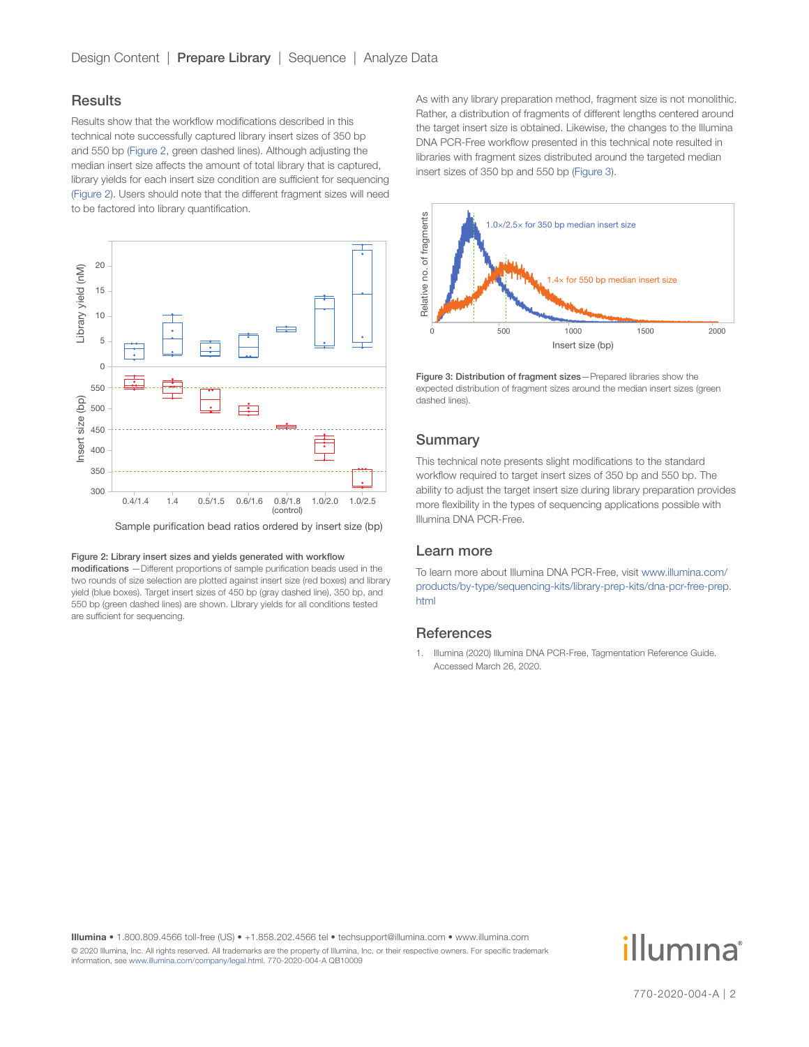## Results

Results show that the workflow modifications described in this technical note successfully captured library insert sizes of 350 bp and 550 bp (Figure 2, green dashed lines). Although adjusting the median insert size affects the amount of total library that is captured, library yields for each insert size condition are sufficient for sequencing (Figure 2). Users should note that the different fragment sizes will need to be factored into library quantification.

Library yield (nM)
20
15
10
5
0
Insert size (bp)
550
500
450
400
350
300
0.4/1.4
1.4
0.5/1.5
0.6/1.6
0.8/1.8 (control)
1.0/2.0
1.0/2.5
Sample purification bead ratios ordered by insert size (bp)

**Figure 2: Library insert sizes and yields generated with workflow modifications** —Different proportions of sample purification beads used in the two rounds of size selection are plotted against insert size (red boxes) and library yield (blue boxes). Target insert sizes of 450 bp (gray dashed line), 350 bp, and 550 bp (green dashed lines) are shown. LIbrary yields for all conditions tested are sufficient for sequencing.

As with any library preparation method, fragment size is not monolithic. Rather, a distribution of fragments of different lengths centered around the target insert size is obtained. Likewise, the changes to the Illumina DNA PCR-Free workflow presented in this technical note resulted in libraries with fragment sizes distributed around the targeted median insert sizes of 350 bp and 550 bp (Figure 3).

Relative no. of fragments
1.0×/2.5× for 350 bp median insert size
1.4× for 550 bp median insert size
0
500
1000
1500
2000
Insert size (bp)

**Figure 3: Distribution of fragment sizes**—Prepared libraries show the expected distribution of fragment sizes around the median insert sizes (green dashed lines).

## Summary

This technical note presents slight modifications to the standard workflow required to target insert sizes of 350 bp and 550 bp. The ability to adjust the target insert size during library preparation provides more flexibility in the types of sequencing applications possible with Illumina DNA PCR-Free.

## Learn more

To learn more about Illumina DNA PCR-Free, visit www.illumina.com/products/by-type/sequencing-kits/library-prep-kits/dna-pcr-free-prep.html

## References

1. Illumina (2020) Illumina DNA PCR-Free, Tagmentation Reference Guide. Accessed March 26, 2020.

**Illumina** • 1.800.809.4566 toll-free (US) • +1.858.202.4566 tel • techsupport@illumina.com • www.illumina.com

© 2020 Illumina, Inc. All rights reserved. All trademarks are the property of Illumina, Inc. or their respective owners. For specific trademark information, see www.illumina.com/company/legal.html. 770-2020-004-A QB10009